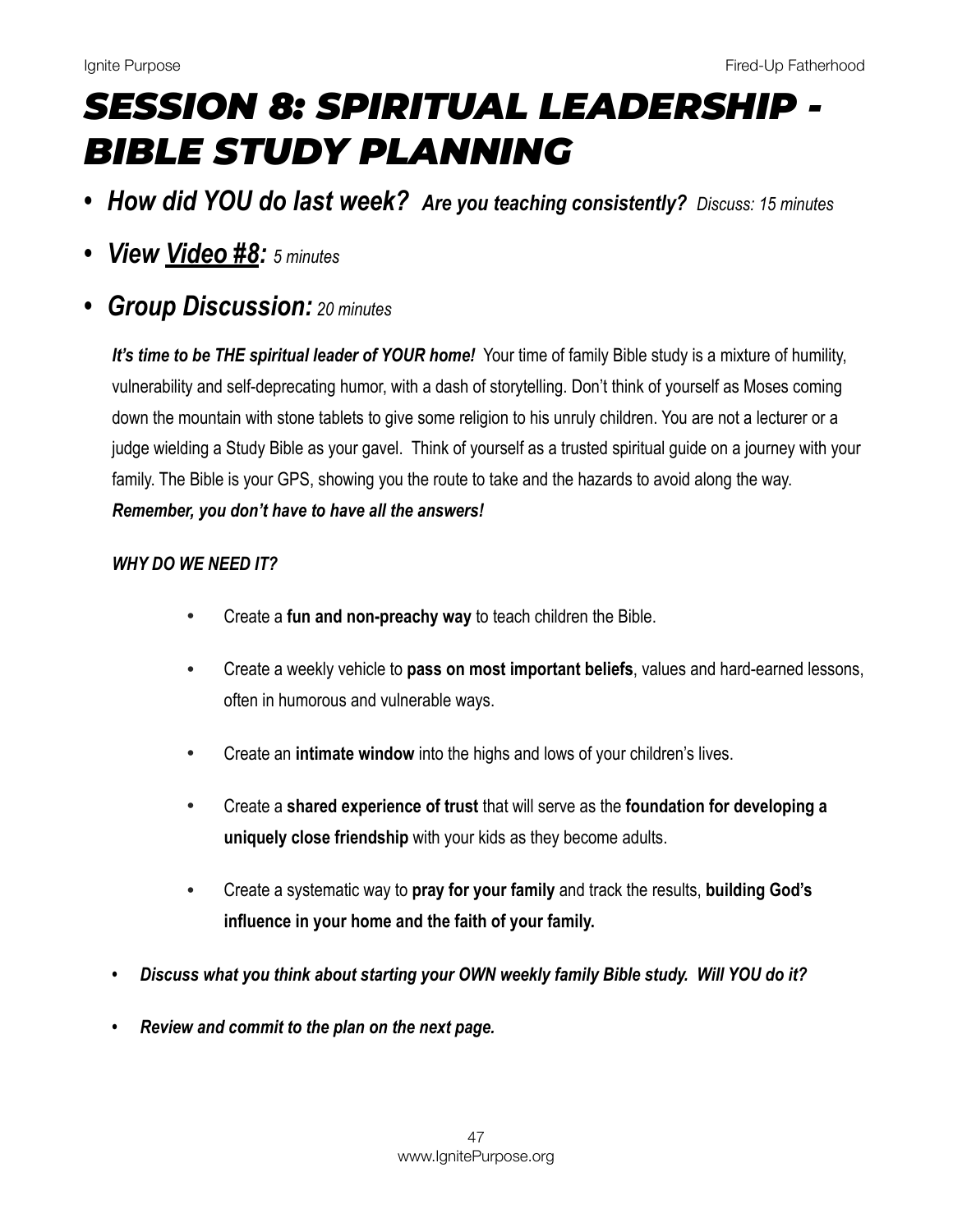# SESSION 8: SPIRITUAL LEADERSHIP - BIBLE STUDY PLANNING

- ***How did YOU do last week?*** ***Are you teaching consistently?*** *Discuss: 15 minutes*
- ***View Video #8:*** *5 minutes*
- ***Group Discussion:*** *20 minutes*

***It's time to be THE spiritual leader of YOUR home!*** Your time of family Bible study is a mixture of humility, vulnerability and self-deprecating humor, with a dash of storytelling. Don't think of yourself as Moses coming down the mountain with stone tablets to give some religion to his unruly children. You are not a lecturer or a judge wielding a Study Bible as your gavel. Think of yourself as a trusted spiritual guide on a journey with your family. The Bible is your GPS, showing you the route to take and the hazards to avoid along the way. ***Remember, you don't have to have all the answers!***

***WHY DO WE NEED IT?***

- Create a **fun and non-preachy way** to teach children the Bible.
- Create a weekly vehicle to **pass on most important beliefs**, values and hard-earned lessons, often in humorous and vulnerable ways.
- Create an **intimate window** into the highs and lows of your children's lives.
- Create a **shared experience of trust** that will serve as the **foundation for developing a uniquely close friendship** with your kids as they become adults.
- Create a systematic way to **pray for your family** and track the results, **building God's influence in your home and the faith of your family.**

- ***Discuss what you think about starting your OWN weekly family Bible study. Will YOU do it?***
- ***Review and commit to the plan on the next page.***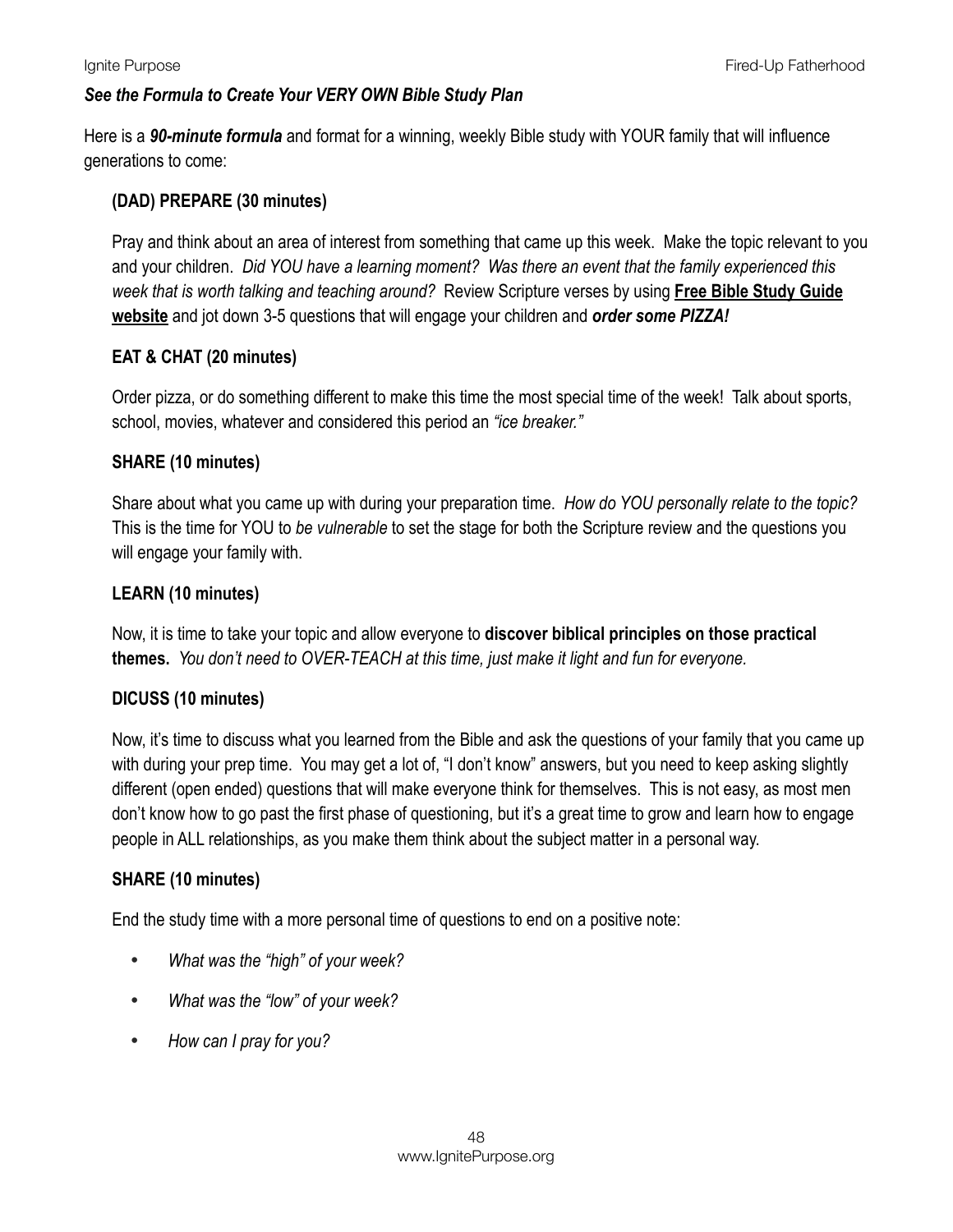***See the Formula to Create Your VERY OWN Bible Study Plan***

Here is a ***90-minute formula*** and format for a winning, weekly Bible study with YOUR family that will influence generations to come:

**(DAD) PREPARE (30 minutes)**

Pray and think about an area of interest from something that came up this week. Make the topic relevant to you and your children. *Did YOU have a learning moment? Was there an event that the family experienced this week that is worth talking and teaching around?* Review Scripture verses by using **Free Bible Study Guide website** and jot down 3-5 questions that will engage your children and ***order some PIZZA!***

**EAT & CHAT (20 minutes)**

Order pizza, or do something different to make this time the most special time of the week! Talk about sports, school, movies, whatever and considered this period an *"ice breaker."*

**SHARE (10 minutes)**

Share about what you came up with during your preparation time. *How do YOU personally relate to the topic?* This is the time for YOU to *be vulnerable* to set the stage for both the Scripture review and the questions you will engage your family with.

**LEARN (10 minutes)**

Now, it is time to take your topic and allow everyone to **discover biblical principles on those practical themes.** *You don't need to OVER-TEACH at this time, just make it light and fun for everyone.*

**DICUSS (10 minutes)**

Now, it's time to discuss what you learned from the Bible and ask the questions of your family that you came up with during your prep time. You may get a lot of, "I don't know" answers, but you need to keep asking slightly different (open ended) questions that will make everyone think for themselves. This is not easy, as most men don't know how to go past the first phase of questioning, but it's a great time to grow and learn how to engage people in ALL relationships, as you make them think about the subject matter in a personal way.

**SHARE (10 minutes)**

End the study time with a more personal time of questions to end on a positive note:

- *What was the "high" of your week?*
- *What was the "low" of your week?*
- *How can I pray for you?*